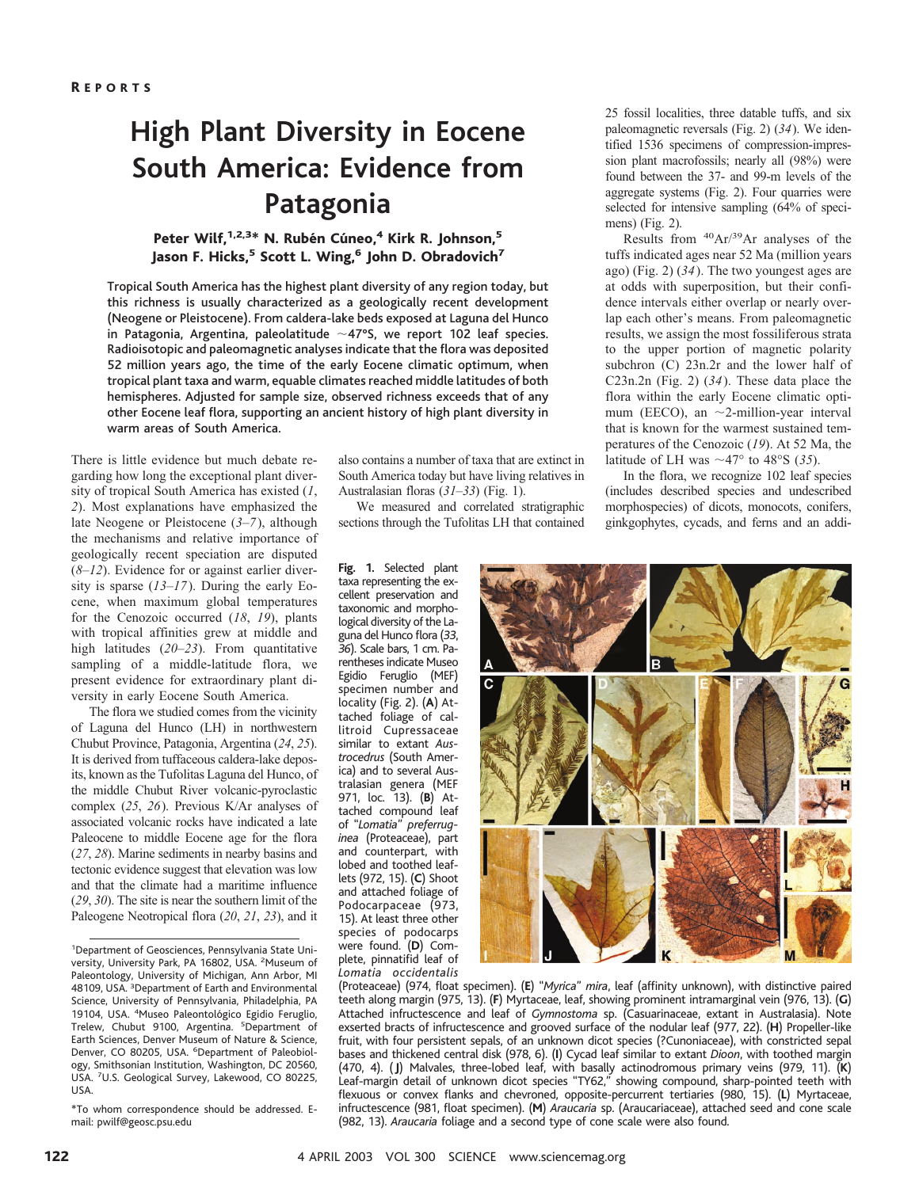REPORTS

# High Plant Diversity in Eocene South America: Evidence from Patagonia

**Peter Wilf,[1,2,3]* N. Rubén Cúneo,[4] Kirk R. Johnson,[5] Jason F. Hicks,[5] Scott L. Wing,[6] John D. Obradovich[7]**

**Tropical South America has the highest plant diversity of any region today, but this richness is usually characterized as a geologically recent development (Neogene or Pleistocene). From caldera-lake beds exposed at Laguna del Hunco in Patagonia, Argentina, paleolatitude ~47°S, we report 102 leaf species. Radioisotopic and paleomagnetic analyses indicate that the flora was deposited 52 million years ago, the time of the early Eocene climatic optimum, when tropical plant taxa and warm, equable climates reached middle latitudes of both hemispheres. Adjusted for sample size, observed richness exceeds that of any other Eocene leaf flora, supporting an ancient history of high plant diversity in warm areas of South America.**

There is little evidence but much debate regarding how long the exceptional plant diversity of tropical South America has existed (*1*, *2*). Most explanations have emphasized the late Neogene or Pleistocene (*3*–*7*), although the mechanisms and relative importance of geologically recent speciation are disputed (*8*–*12*). Evidence for or against earlier diversity is sparse (*13*–*17*). During the early Eocene, when maximum global temperatures for the Cenozoic occurred (*18*, *19*), plants with tropical affinities grew at middle and high latitudes (*20*–*23*). From quantitative sampling of a middle-latitude flora, we present evidence for extraordinary plant diversity in early Eocene South America.

The flora we studied comes from the vicinity of Laguna del Hunco (LH) in northwestern Chubut Province, Patagonia, Argentina (*24*, *25*). It is derived from tuffaceous caldera-lake deposits, known as the Tufolitas Laguna del Hunco, of the middle Chubut River volcanic-pyroclastic complex (*25*, *26*). Previous K/Ar analyses of associated volcanic rocks have indicated a late Paleocene to middle Eocene age for the flora (*27*, *28*). Marine sediments in nearby basins and tectonic evidence suggest that elevation was low and that the climate had a maritime influence (*29*, *30*). The site is near the southern limit of the Paleogene Neotropical flora (*20*, *21*, *23*), and it also contains a number of taxa that are extinct in South America today but have living relatives in Australasian floras (*31*–*33*) (Fig. 1).

We measured and correlated stratigraphic sections through the Tufolitas LH that contained 25 fossil localities, three datable tuffs, and six paleomagnetic reversals (Fig. 2) (*34*). We identified 1536 specimens of compression-impression plant macrofossils; nearly all (98%) were found between the 37- and 99-m levels of the aggregate systems (Fig. 2). Four quarries were selected for intensive sampling (64% of specimens) (Fig. 2).

Results from $^{40}Ar/^{39}Ar$ analyses of the tuffs indicated ages near 52 Ma (million years ago) (Fig. 2) (*34*). The two youngest ages are at odds with superposition, but their confidence intervals either overlap or nearly overlap each other's means. From paleomagnetic results, we assign the most fossiliferous strata to the upper portion of magnetic polarity subchron (C) 23n.2r and the lower half of C23n.2n (Fig. 2) (*34*). These data place the flora within the early Eocene climatic optimum (EECO), an ~2-million-year interval that is known for the warmest sustained temperatures of the Cenozoic (*19*). At 52 Ma, the latitude of LH was ~47° to 48°S (*35*).

In the flora, we recognize 102 leaf species (includes described species and undescribed morphospecies) of dicots, monocots, conifers, ginkgophytes, cycads, and ferns and an addi-

**Fig. 1.** Selected plant taxa representing the excellent preservation and taxonomic and morphological diversity of the Laguna del Hunco flora (*33*, *36*). Scale bars, 1 cm. Parentheses indicate Museo Egidio Feruglio (MEF) specimen number and locality (Fig. 2). (**A**) Attached foliage of callitroid Cupressaceae similar to extant *Austrocedrus* (South America) and to several Australasian genera (MEF 971, loc. 13). (**B**) Attached compound leaf of "*Lomatia*" *preferruginea* (Proteaceae), part and counterpart, with lobed and toothed leaflets (972, 15). (**C**) Shoot and attached foliage of Podocarpaceae (973, 15). At least three other species of podocarps were found. (**D**) Complete, pinnatifid leaf of *Lomatia occidentalis* (Proteaceae) (974, float specimen). (**E**) "*Myrica*" *mira*, leaf (affinity unknown), with distinctive paired teeth along margin (975, 13). (**F**) Myrtaceae, leaf, showing prominent intramarginal vein (976, 13). (**G**) Attached infructescence and leaf of *Gymnostoma* sp. (Casuarinaceae, extant in Australasia). Note exserted bracts of infructescence and grooved surface of the nodular leaf (977, 22). (**H**) Propeller-like fruit, with four persistent sepals, of an unknown dicot species (?Cunoniaceae), with constricted sepal bases and thickened central disk (978, 6). (**I**) Cycad leaf similar to extant *Dioon*, with toothed margin (470, 4). (**J**) Malvales, three-lobed leaf, with basally actinodromous primary veins (979, 11). (**K**) Leaf-margin detail of unknown dicot species "TY62," showing compound, sharp-pointed teeth with flexuous or convex flanks and chevroned, opposite-percurrent tertiaries (980, 15). (**L**) Myrtaceae, infructescence (981, float specimen). (**M**) *Araucaria* sp. (Araucariaceae), attached seed and cone scale (982, 13). *Araucaria* foliage and a second type of cone scale were also found.

---

[1]Department of Geosciences, Pennsylvania State University, University Park, PA 16802, USA. [2]Museum of Paleontology, University of Michigan, Ann Arbor, MI 48109, USA. [3]Department of Earth and Environmental Science, University of Pennsylvania, Philadelphia, PA 19104, USA. [4]Museo Paleontológico Egidio Feruglio, Trelew, Chubut 9100, Argentina. [5]Department of Earth Sciences, Denver Museum of Nature & Science, Denver, CO 80205, USA. [6]Department of Paleobiology, Smithsonian Institution, Washington, DC 20560, USA. [7]U.S. Geological Survey, Lakewood, CO 80225, USA.

*To whom correspondence should be addressed. E-mail: pwilf@geosc.psu.edu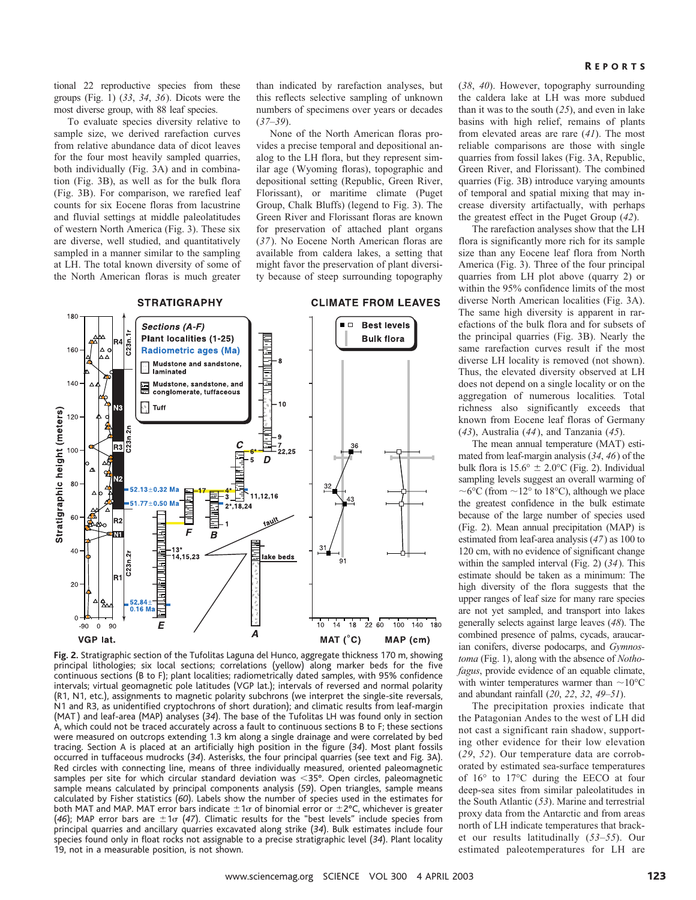tional 22 reproductive species from these groups (Fig. 1) (33, 34, 36). Dicots were the most diverse group, with 88 leaf species.

To evaluate species diversity relative to sample size, we derived rarefaction curves from relative abundance data of dicot leaves for the four most heavily sampled quarries, both individually (Fig. 3A) and in combination (Fig. 3B), as well as for the bulk flora (Fig. 3B). For comparison, we rarefied leaf counts for six Eocene floras from lacustrine and fluvial settings at middle paleolatitudes of western North America (Fig. 3). These six are diverse, well studied, and quantitatively sampled in a manner similar to the sampling at LH. The total known diversity of some of the North American floras is much greater than indicated by rarefaction analyses, but this reflects selective sampling of unknown numbers of specimens over years or decades (37–39).

None of the North American floras provides a precise temporal and depositional analog to the LH flora, but they represent similar age (Wyoming floras), topographic and depositional setting (Republic, Green River, Florissant), or maritime climate (Puget Group, Chalk Bluffs) (legend to Fig. 3). The Green River and Florissant floras are known for preservation of attached plant organs (37). No Eocene North American floras are available from caldera lakes, a setting that might favor the preservation of plant diversity because of steep surrounding topography (38, 40). However, topography surrounding the caldera lake at LH was more subdued than it was to the south (25), and even in lake basins with high relief, remains of plants from elevated areas are rare (41). The most reliable comparisons are those with single quarries from fossil lakes (Fig. 3A, Republic, Green River, and Florissant). The combined quarries (Fig. 3B) introduce varying amounts of temporal and spatial mixing that may increase diversity artifactually, with perhaps the greatest effect in the Puget Group (42).

The rarefaction analyses show that the LH flora is significantly more rich for its sample size than any Eocene leaf flora from North America (Fig. 3). Three of the four principal quarries from LH plot above (quarry 2) or within the 95% confidence limits of the most diverse North American localities (Fig. 3A). The same high diversity is apparent in rarefactions of the bulk flora and for subsets of the principal quarries (Fig. 3B). Nearly the same rarefaction curves result if the most diverse LH locality is removed (not shown). Thus, the elevated diversity observed at LH does not depend on a single locality or on the aggregation of numerous localities. Total richness also significantly exceeds that known from Eocene leaf floras of Germany (43), Australia (44), and Tanzania (45).

The mean annual temperature (MAT) estimated from leaf-margin analysis (34, 46) of the bulk flora is 15.6° ± 2.0°C (Fig. 2). Individual sampling levels suggest an overall warming of ~6°C (from ~12° to 18°C), although we place the greatest confidence in the bulk estimate because of the large number of species used (Fig. 2). Mean annual precipitation (MAP) is estimated from leaf-area analysis (47) as 100 to 120 cm, with no evidence of significant change within the sampled interval (Fig. 2) (34). This estimate should be taken as a minimum: The high diversity of the flora suggests that the upper ranges of leaf size for many rare species are not yet sampled, and transport into lakes generally selects against large leaves (48). The combined presence of palms, cycads, araucarian conifers, diverse podocarps, and *Gymnostoma* (Fig. 1), along with the absence of *Nothofagus*, provide evidence of an equable climate, with winter temperatures warmer than ~10°C and abundant rainfall (20, 22, 32, 49–51).

The precipitation proxies indicate that the Patagonian Andes to the west of LH did not cast a significant rain shadow, supporting other evidence for their low elevation (29, 52). Our temperature data are corroborated by estimated sea-surface temperatures of 16° to 17°C during the EECO at four deep-sea sites from similar paleolatitudes in the South Atlantic (53). Marine and terrestrial proxy data from the Antarctic and from areas north of LH indicate temperatures that bracket our results latitudinally (53–55). Our estimated paleotemperatures for LH are

**Fig. 2.** Stratigraphic section of the Tufolitas Laguna del Hunco, aggregate thickness 170 m, showing principal lithologies; six local sections; correlations (yellow) along marker beds for the five continuous sections (B to F); plant localities; radiometrically dated samples, with 95% confidence intervals; virtual geomagnetic pole latitudes (VGP lat.); intervals of reversed and normal polarity (R1, N1, etc.), assignments to magnetic polarity subchrons (we interpret the single-site reversals, N1 and R3, as unidentified cryptochrons of short duration); and climatic results from leaf-margin (MAT) and leaf-area (MAP) analyses (34). The base of the Tufolitas LH was found only in section A, which could not be traced accurately across a fault to continuous sections B to F; these sections were measured on outcrops extending 1.3 km along a single drainage and were correlated by bed tracing. Section A is placed at an artificially high position in the figure (34). Most plant fossils occurred in tuffaceous mudrocks (34). Asterisks, the four principal quarries (see text and Fig. 3A). Red circles with connecting line, means of three individually measured, oriented paleomagnetic samples per site for which circular standard deviation was <35°. Open circles, paleomagnetic sample means calculated by principal components analysis (59). Open triangles, sample means calculated by Fisher statistics (60). Labels show the number of species used in the estimates for both MAT and MAP. MAT error bars indicate ±1σ of binomial error or ±2°C, whichever is greater (46); MAP error bars are ±1σ (47). Climatic results for the "best levels" include species from principal quarries and ancillary quarries excavated along strike (34). Bulk estimates include four species found only in float rocks not assignable to a precise stratigraphic level (34). Plant locality 19, not in a measurable position, is not shown.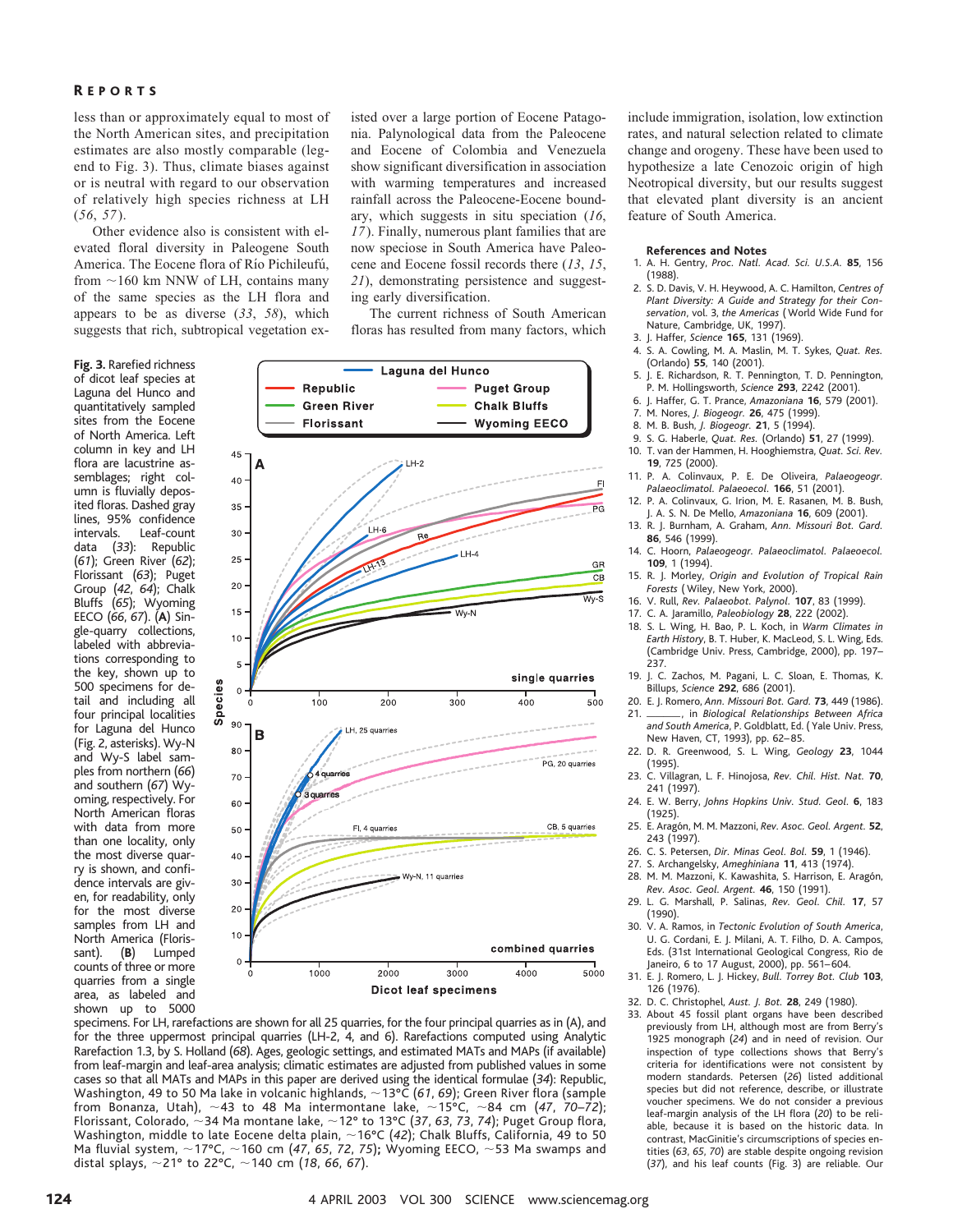less than or approximately equal to most of the North American sites, and precipitation estimates are also mostly comparable (legend to Fig. 3). Thus, climate biases against or is neutral with regard to our observation of relatively high species richness at LH (*56*, *57*).

Other evidence also is consistent with elevated floral diversity in Paleogene South America. The Eocene flora of Río Pichileufú, from ~160 km NNW of LH, contains many of the same species as the LH flora and appears to be as diverse (*33*, *58*), which suggests that rich, subtropical vegetation existed over a large portion of Eocene Patagonia. Palynological data from the Paleocene and Eocene of Colombia and Venezuela show significant diversification in association with warming temperatures and increased rainfall across the Paleocene-Eocene boundary, which suggests in situ speciation (*16*, *17*). Finally, numerous plant families that are now speciose in South America have Paleocene and Eocene fossil records there (*13*, *15*, *21*), demonstrating persistence and suggesting early diversification.

The current richness of South American floras has resulted from many factors, which include immigration, isolation, low extinction rates, and natural selection related to climate change and orogeny. These have been used to hypothesize a late Cenozoic origin of high Neotropical diversity, but our results suggest that elevated plant diversity is an ancient feature of South America.

**Fig. 3.** Rarefied richness of dicot leaf species at Laguna del Hunco and quantitatively sampled sites from the Eocene of North America. Left column in key and LH flora are lacustrine assemblages; right column is fluvially deposited floras. Dashed gray lines, 95% confidence intervals. Leaf-count data (*33*): Republic (*61*); Green River (*62*); Florissant (*63*); Puget Group (*42*, *64*); Chalk Bluffs (*65*); Wyoming EECO (*66*, *67*). (**A**) Single-quarry collections, labeled with abbreviations corresponding to the key, shown up to 500 specimens for detail and including all four principal localities for Laguna del Hunco (Fig. 2, asterisks). Wy-N and Wy-S label samples from northern (*66*) and southern (*67*) Wyoming, respectively. For North American floras with data from more than one locality, only the most diverse quarry is shown, and confidence intervals are given, for readability, only for the most diverse samples from LH and North America (Florissant). (**B**) Lumped counts of three or more quarries from a single area, as labeled and shown up to 5000 specimens. For LH, rarefactions are shown for all 25 quarries, for the four principal quarries as in (A), and for the three uppermost principal quarries (LH-2, 4, and 6). Rarefactions computed using Analytic Rarefaction 1.3, by S. Holland (*68*). Ages, geologic settings, and estimated MATs and MAPs (if available) from leaf-margin and leaf-area analysis; climatic estimates are adjusted from published values in some cases so that all MATs and MAPs in this paper are derived using the identical formulae (*34*): Republic, Washington, 49 to 50 Ma lake in volcanic highlands, ~13°C (*61*, *69*); Green River flora (sample from Bonanza, Utah), ~43 to 48 Ma intermontane lake, ~15°C, ~84 cm (*47*, *70*–*72*); Florissant, Colorado, ~34 Ma montane lake, ~12° to 13°C (*37*, *63*, *73*, *74*); Puget Group flora, Washington, middle to late Eocene delta plain, ~16°C (*42*); Chalk Bluffs, California, 49 to 50 Ma fluvial system, ~17°C, ~160 cm (*47*, *65*, *72*, *75*); Wyoming EECO, ~53 Ma swamps and distal splays, ~21° to 22°C, ~140 cm (*18*, *66*, *67*).

## References and Notes

1. A. H. Gentry, *Proc. Natl. Acad. Sci. U.S.A.* **85**, 156 (1988).
2. S. D. Davis, V. H. Heywood, A. C. Hamilton, *Centres of Plant Diversity: A Guide and Strategy for their Conservation*, vol. 3, *the Americas* (World Wide Fund for Nature, Cambridge, UK, 1997).
3. J. Haffer, *Science* **165**, 131 (1969).
4. S. A. Cowling, M. A. Maslin, M. T. Sykes, *Quat. Res.* (Orlando) **55**, 140 (2001).
5. J. E. Richardson, R. T. Pennington, T. D. Pennington, P. M. Hollingsworth, *Science* **293**, 2242 (2001).
6. J. Haffer, G. T. Prance, *Amazoniana* **16**, 579 (2001).
7. M. Nores, *J. Biogeogr.* **26**, 475 (1999).
8. M. B. Bush, *J. Biogeogr.* **21**, 5 (1994).
9. S. G. Haberle, *Quat. Res.* (Orlando) **51**, 27 (1999).
10. T. van der Hammen, H. Hooghiemstra, *Quat. Sci. Rev.* **19**, 725 (2000).
11. P. A. Colinvaux, P. E. De Oliveira, *Palaeogeogr. Palaeoclimatol. Palaeoecol.* **166**, 51 (2001).
12. P. A. Colinvaux, G. Irion, M. E. Rasanen, M. B. Bush, J. A. S. N. De Mello, *Amazoniana* **16**, 609 (2001).
13. R. J. Burnham, A. Graham, *Ann. Missouri Bot. Gard.* **86**, 546 (1999).
14. C. Hoorn, *Palaeogeogr. Palaeoclimatol. Palaeoecol.* **109**, 1 (1994).
15. R. J. Morley, *Origin and Evolution of Tropical Rain Forests* (Wiley, New York, 2000).
16. V. Rull, *Rev. Palaeobot. Palynol.* **107**, 83 (1999).
17. C. A. Jaramillo, *Paleobiology* **28**, 222 (2002).
18. S. L. Wing, H. Bao, P. L. Koch, in *Warm Climates in Earth History*, B. T. Huber, K. MacLeod, S. L. Wing, Eds. (Cambridge Univ. Press, Cambridge, 2000), pp. 197–237.
19. J. C. Zachos, M. Pagani, L. C. Sloan, E. Thomas, K. Billups, *Science* **292**, 686 (2001).
20. E. J. Romero, *Ann. Missouri Bot. Gard.* **73**, 449 (1986).
21. ———, in *Biological Relationships Between Africa and South America*, P. Goldblatt, Ed. (Yale Univ. Press, New Haven, CT, 1993), pp. 62–85.
22. D. R. Greenwood, S. L. Wing, *Geology* **23**, 1044 (1995).
23. C. Villagran, L. F. Hinojosa, *Rev. Chil. Hist. Nat.* **70**, 241 (1997).
24. E. W. Berry, *Johns Hopkins Univ. Stud. Geol.* **6**, 183 (1925).
25. E. Aragón, M. M. Mazzoni, *Rev. Asoc. Geol. Argent.* **52**, 243 (1997).
26. C. S. Petersen, *Dir. Minas Geol. Bol.* **59**, 1 (1946).
27. S. Archangelsky, *Ameghiniana* **11**, 413 (1974).
28. M. M. Mazzoni, K. Kawashita, S. Harrison, E. Aragón, *Rev. Asoc. Geol. Argent.* **46**, 150 (1991).
29. L. G. Marshall, P. Salinas, *Rev. Geol. Chil.* **17**, 57 (1990).
30. V. A. Ramos, in *Tectonic Evolution of South America*, U. G. Cordani, E. J. Milani, A. T. Filho, D. A. Campos, Eds. (31st International Geological Congress, Rio de Janeiro, 6 to 17 August, 2000), pp. 561–604.
31. E. J. Romero, L. J. Hickey, *Bull. Torrey Bot. Club* **103**, 126 (1976).
32. D. C. Christophel, *Aust. J. Bot.* **28**, 249 (1980).
33. About 45 fossil plant organs have been described previously from LH, although most are from Berry's 1925 monograph (*24*) and in need of revision. Our inspection of type collections shows that Berry's criteria for identifications were not consistent by modern standards. Petersen (*26*) listed additional species but did not reference, describe, or illustrate voucher specimens. We do not consider a previous leaf-margin analysis of the LH flora (*20*) to be reliable, because it is based on the historic data. In contrast, MacGinitie's circumscriptions of species entities (*63*, *65*, *70*) are stable despite ongoing revision (*37*), and his leaf counts (Fig. 3) are reliable. Our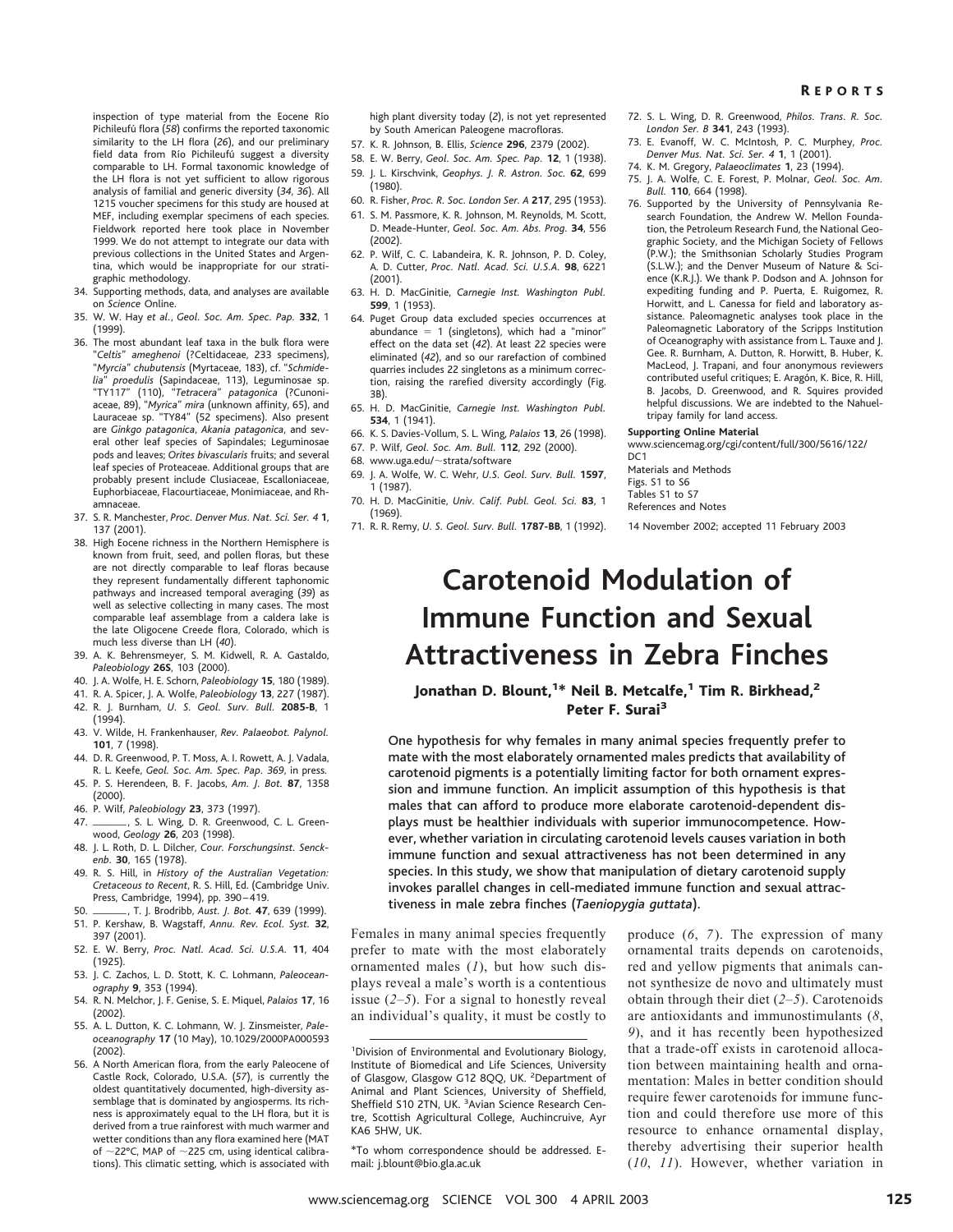inspection of type material from the Eocene Río Pichileufú flora (*58*) confirms the reported taxonomic similarity to the LH flora (*26*), and our preliminary field data from Río Pichileufú suggest a diversity comparable to LH. Formal taxonomic knowledge of the LH flora is not yet sufficient to allow rigorous analysis of familial and generic diversity (*34*, *36*). All 1215 voucher specimens for this study are housed at MEF, including exemplar specimens of each species. Fieldwork reported here took place in November 1999. We do not attempt to integrate our data with previous collections in the United States and Argentina, which would be inappropriate for our stratigraphic methodology.

34. Supporting methods, data, and analyses are available on *Science* Online.
35. W. W. Hay *et al.*, *Geol. Soc. Am. Spec. Pap.* **332**, 1 (1999).
36. The most abundant leaf taxa in the bulk flora were "*Celtis*" *ameghenoi* (?Celtidaceae, 233 specimens), "*Myrcia*" *chubutensis* (Myrtaceae, 183), cf. "*Schmidelia*" *proedulis* (Sapindaceae, 113), Leguminosae sp. "TY117" (110), "*Tetracera*" *patagonica* (?Cunoniaceae, 89), "*Myrica*" *mira* (unknown affinity, 65), and Lauraceae sp. "TY84" (52 specimens). Also present are *Ginkgo patagonica*, *Akania patagonica*, and several other leaf species of Sapindales; Leguminosae pods and leaves; *Orites bivascularis* fruits; and several leaf species of Proteaceae. Additional groups that are probably present include Clusiaceae, Escalloniaceae, Euphorbiaceae, Flacourtiaceae, Monimiaceae, and Rhamnaceae.
37. S. R. Manchester, *Proc. Denver Mus. Nat. Sci. Ser. 4* **1**, 137 (2001).
38. High Eocene richness in the Northern Hemisphere is known from fruit, seed, and pollen floras, but these are not directly comparable to leaf floras because they represent fundamentally different taphonomic pathways and increased temporal averaging (*39*) as well as selective collecting in many cases. The most comparable leaf assemblage from a caldera lake is the late Oligocene Creede flora, Colorado, which is much less diverse than LH (*40*).
39. A. K. Behrensmeyer, S. M. Kidwell, R. A. Gastaldo, *Paleobiology* **26S**, 103 (2000).
40. J. A. Wolfe, H. E. Schorn, *Paleobiology* **15**, 180 (1989).
41. R. A. Spicer, J. A. Wolfe, *Paleobiology* **13**, 227 (1987).
42. R. J. Burnham, *U. S. Geol. Surv. Bull.* **2085-B**, 1 (1994).
43. V. Wilde, H. Frankenhauser, *Rev. Palaeobot. Palynol.* **101**, 7 (1998).
44. D. R. Greenwood, P. T. Moss, A. I. Rowett, A. J. Vadala, R. L. Keefe, *Geol. Soc. Am. Spec. Pap. 369*, in press.
45. P. S. Herendeen, B. F. Jacobs, *Am. J. Bot.* **87**, 1358 (2000).
46. P. Wilf, *Paleobiology* **23**, 373 (1997).
47. ———, S. L. Wing, D. R. Greenwood, C. L. Greenwood, *Geology* **26**, 203 (1998).
48. J. L. Roth, D. L. Dilcher, *Cour. Forschungsinst. Senckenb.* **30**, 165 (1978).
49. R. S. Hill, in *History of the Australian Vegetation: Cretaceous to Recent*, R. S. Hill, Ed. (Cambridge Univ. Press, Cambridge, 1994), pp. 390–419.
50. ———, T. J. Brodribb, *Aust. J. Bot.* **47**, 639 (1999).
51. P. Kershaw, B. Wagstaff, *Annu. Rev. Ecol. Syst.* **32**, 397 (2001).
52. E. W. Berry, *Proc. Natl. Acad. Sci. U.S.A.* **11**, 404 (1925).
53. J. C. Zachos, L. D. Stott, K. C. Lohmann, *Paleoceanography* **9**, 353 (1994).
54. R. N. Melchor, J. F. Genise, S. E. Miquel, *Palaios* **17**, 16 (2002).
55. A. L. Dutton, K. C. Lohmann, W. J. Zinsmeister, *Paleoceanography* **17** (10 May), 10.1029/2000PA000593 (2002).
56. A North American flora, from the early Paleocene of Castle Rock, Colorado, U.S.A. (*57*), is currently the oldest quantitatively documented, high-diversity assemblage that is dominated by angiosperms. Its richness is approximately equal to the LH flora, but it is derived from a true rainforest with much warmer and wetter conditions than any flora examined here (MAT of ~22°C, MAP of ~225 cm, using identical calibrations). This climatic setting, which is associated with high plant diversity today (*2*), is not yet represented by South American Paleogene macrofloras.
57. K. R. Johnson, B. Ellis, *Science* **296**, 2379 (2002).
58. E. W. Berry, *Geol. Soc. Am. Spec. Pap.* **12**, 1 (1938).
59. J. L. Kirschvink, *Geophys. J. R. Astron. Soc.* **62**, 699 (1980).
60. R. Fisher, *Proc. R. Soc. London Ser. A* **217**, 295 (1953).
61. S. M. Passmore, K. R. Johnson, M. Reynolds, M. Scott, D. Meade-Hunter, *Geol. Soc. Am. Abs. Prog.* **34**, 556 (2002).
62. P. Wilf, C. C. Labandeira, K. R. Johnson, P. D. Coley, A. D. Cutter, *Proc. Natl. Acad. Sci. U.S.A.* **98**, 6221 (2001).
63. H. D. MacGinitie, *Carnegie Inst. Washington Publ.* **599**, 1 (1953).
64. Puget Group data excluded species occurrences at abundance = 1 (singletons), which had a "minor" effect on the data set (*42*). At least 22 species were eliminated (*42*), and so our rarefaction of combined quarries includes 22 singletons as a minimum correction, raising the rarefied diversity accordingly (Fig. 3B).
65. H. D. MacGinitie, *Carnegie Inst. Washington Publ.* **534**, 1 (1941).
66. K. S. Davies-Vollum, S. L. Wing, *Palaios* **13**, 26 (1998).
67. P. Wilf, *Geol. Soc. Am. Bull.* **112**, 292 (2000).
68. www.uga.edu/~strata/software
69. J. A. Wolfe, W. C. Wehr, *U.S. Geol. Surv. Bull.* **1597**, 1 (1987).
70. H. D. MacGinitie, *Univ. Calif. Publ. Geol. Sci.* **83**, 1 (1969).
71. R. R. Remy, *U. S. Geol. Surv. Bull.* **1787-BB**, 1 (1992).
72. S. L. Wing, D. R. Greenwood, *Philos. Trans. R. Soc. London Ser. B* **341**, 243 (1993).
73. E. Evanoff, W. C. McIntosh, P. C. Murphey, *Proc. Denver Mus. Nat. Sci. Ser. 4* **1**, 1 (2001).
74. K. M. Gregory, *Palaeoclimates* **1**, 23 (1994).
75. J. A. Wolfe, C. E. Forest, P. Molnar, *Geol. Soc. Am. Bull.* **110**, 664 (1998).
76. Supported by the University of Pennsylvania Research Foundation, the Andrew W. Mellon Foundation, the Petroleum Research Fund, the National Geographic Society, and the Michigan Society of Fellows (P.W.); the Smithsonian Scholarly Studies Program (S.L.W.); and the Denver Museum of Nature & Science (K.R.J.). We thank P. Dodson and A. Johnson for expediting funding and P. Puerta, E. Ruigomez, R. Horwitt, and L. Canessa for field and laboratory assistance. Paleomagnetic analyses took place in the Paleomagnetic Laboratory of the Scripps Institution of Oceanography with assistance from L. Tauxe and J. Gee. R. Burnham, A. Dutton, R. Horwitt, B. Huber, K. MacLeod, J. Trapani, and four anonymous reviewers contributed useful critiques; E. Aragón, K. Bice, R. Hill, B. Jacobs, D. Greenwood, and R. Squires provided helpful discussions. We are indebted to the Nahueltripay family for land access.

**Supporting Online Material**
www.sciencemag.org/cgi/content/full/300/5616/122/DC1
Materials and Methods
Figs. S1 to S6
Tables S1 to S7
References and Notes

14 November 2002; accepted 11 February 2003

# Carotenoid Modulation of Immune Function and Sexual Attractiveness in Zebra Finches

**Jonathan D. Blount,[1]* Neil B. Metcalfe,[1] Tim R. Birkhead,[2] Peter F. Surai[3]**

**One hypothesis for why females in many animal species frequently prefer to mate with the most elaborately ornamented males predicts that availability of carotenoid pigments is a potentially limiting factor for both ornament expression and immune function. An implicit assumption of this hypothesis is that males that can afford to produce more elaborate carotenoid-dependent displays must be healthier individuals with superior immunocompetence. However, whether variation in circulating carotenoid levels causes variation in both immune function and sexual attractiveness has not been determined in any species. In this study, we show that manipulation of dietary carotenoid supply invokes parallel changes in cell-mediated immune function and sexual attractiveness in male zebra finches (*Taeniopygia guttata*).**

Females in many animal species frequently prefer to mate with the most elaborately ornamented males (*1*), but how such displays reveal a male's worth is a contentious issue (*2–5*). For a signal to honestly reveal an individual's quality, it must be costly to produce (*6*, *7*). The expression of many ornamental traits depends on carotenoids, red and yellow pigments that animals cannot synthesize de novo and ultimately must obtain through their diet (*2–5*). Carotenoids are antioxidants and immunostimulants (*8*, *9*), and it has recently been hypothesized that a trade-off exists in carotenoid allocation between maintaining health and ornamentation: Males in better condition should require fewer carotenoids for immune function and could therefore use more of this resource to enhance ornamental display, thereby advertising their superior health (*10*, *11*). However, whether variation in

[1]Division of Environmental and Evolutionary Biology, Institute of Biomedical and Life Sciences, University of Glasgow, Glasgow G12 8QQ, UK. [2]Department of Animal and Plant Sciences, University of Sheffield, Sheffield S10 2TN, UK. [3]Avian Science Research Centre, Scottish Agricultural College, Auchincruive, Ayr KA6 5HW, UK.

*To whom correspondence should be addressed. E-mail: j.blount@bio.gla.ac.uk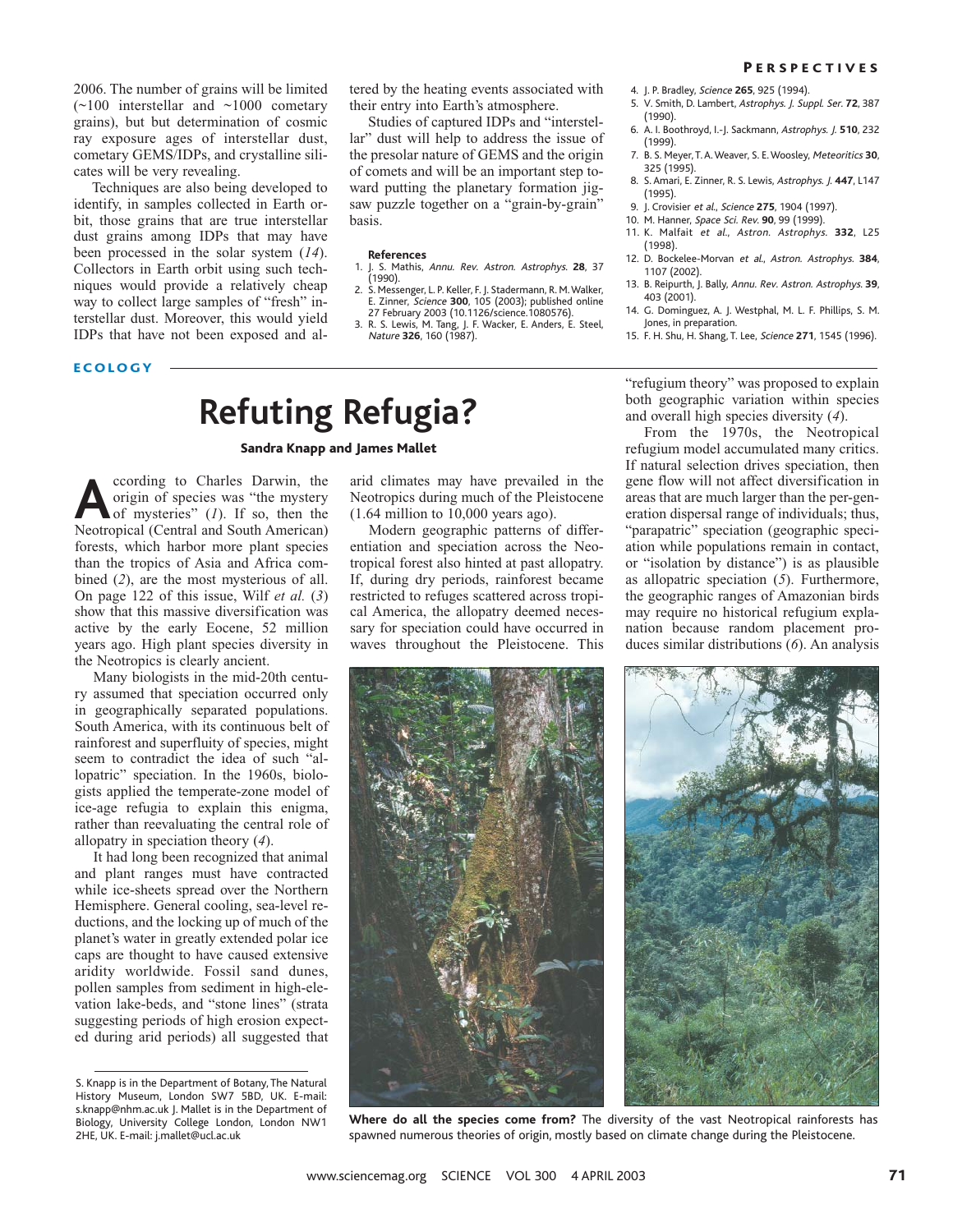2006. The number of grains will be limited (~100 interstellar and ~1000 cometary grains), but but determination of cosmic ray exposure ages of interstellar dust, cometary GEMS/IDPs, and crystalline silicates will be very revealing.

Techniques are also being developed to identify, in samples collected in Earth orbit, those grains that are true interstellar dust grains among IDPs that may have been processed in the solar system (*14*). Collectors in Earth orbit using such techniques would provide a relatively cheap way to collect large samples of "fresh" interstellar dust. Moreover, this would yield IDPs that have not been exposed and altered by the heating events associated with their entry into Earth's atmosphere.

Studies of captured IDPs and "interstellar" dust will help to address the issue of the presolar nature of GEMS and the origin of comets and will be an important step toward putting the planetary formation jigsaw puzzle together on a "grain-by-grain" basis.

**References**

1. J. S. Mathis, *Annu. Rev. Astron. Astrophys.* **28**, 37 (1990).
2. S. Messenger, L. P. Keller, F. J. Stadermann, R. M. Walker, E. Zinner, *Science* **300**, 105 (2003); published online 27 February 2003 (10.1126/science.1080576).
3. R. S. Lewis, M. Tang, J. F. Wacker, E. Anders, E. Steel, *Nature* **326**, 160 (1987).
4. J. P. Bradley, *Science* **265**, 925 (1994).
5. V. Smith, D. Lambert, *Astrophys. J. Suppl. Ser.* **72**, 387 (1990).
6. A. I. Boothroyd, I.-J. Sackmann, *Astrophys. J.* **510**, 232 (1999).
7. B. S. Meyer, T. A. Weaver, S. E. Woosley, *Meteoritics* **30**, 325 (1995).
8. S. Amari, E. Zinner, R. S. Lewis, *Astrophys. J.* **447**, L147 (1995).
9. J. Crovisier *et al.*, *Science* **275**, 1904 (1997).
10. M. Hanner, *Space Sci. Rev.* **90**, 99 (1999).
11. K. Malfait *et al.*, *Astron. Astrophys.* **332**, L25 (1998).
12. D. Bockelee-Morvan *et al.*, *Astron. Astrophys.* **384**, 1107 (2002).
13. B. Reipurth, J. Bally, *Annu. Rev. Astron. Astrophys.* **39**, 403 (2001).
14. G. Dominguez, A. J. Westphal, M. L. F. Phillips, S. M. Jones, in preparation.
15. F. H. Shu, H. Shang, T. Lee, *Science* **271**, 1545 (1996).

ECOLOGY

# Refuting Refugia?

**Sandra Knapp and James Mallet**

According to Charles Darwin, the origin of species was "the mystery of mysteries" (*1*). If so, then the Neotropical (Central and South American) forests, which harbor more plant species than the tropics of Asia and Africa combined (*2*), are the most mysterious of all. On page 122 of this issue, Wilf *et al.* (*3*) show that this massive diversification was active by the early Eocene, 52 million years ago. High plant species diversity in the Neotropics is clearly ancient.

Many biologists in the mid-20th century assumed that speciation occurred only in geographically separated populations. South America, with its continuous belt of rainforest and superfluity of species, might seem to contradict the idea of such "allopatric" speciation. In the 1960s, biologists applied the temperate-zone model of ice-age refugia to explain this enigma, rather than reevaluating the central role of allopatry in speciation theory (*4*).

It had long been recognized that animal and plant ranges must have contracted while ice-sheets spread over the Northern Hemisphere. General cooling, sea-level reductions, and the locking up of much of the planet's water in greatly extended polar ice caps are thought to have caused extensive aridity worldwide. Fossil sand dunes, pollen samples from sediment in high-elevation lake-beds, and "stone lines" (strata suggesting periods of high erosion expected during arid periods) all suggested that arid climates may have prevailed in the Neotropics during much of the Pleistocene (1.64 million to 10,000 years ago).

Modern geographic patterns of differentiation and speciation across the Neotropical forest also hinted at past allopatry. If, during dry periods, rainforest became restricted to refuges scattered across tropical America, the allopatry deemed necessary for speciation could have occurred in waves throughout the Pleistocene. This "refugium theory" was proposed to explain both geographic variation within species and overall high species diversity (*4*).

From the 1970s, the Neotropical refugium model accumulated many critics. If natural selection drives speciation, then gene flow will not affect diversification in areas that are much larger than the per-generation dispersal range of individuals; thus, "parapatric" speciation (geographic speciation while populations remain in contact, or "isolation by distance") is as plausible as allopatric speciation (*5*). Furthermore, the geographic ranges of Amazonian birds may require no historical refugium explanation because random placement produces similar distributions (*6*). An analysis

**Where do all the species come from?** The diversity of the vast Neotropical rainforests has spawned numerous theories of origin, mostly based on climate change during the Pleistocene.

S. Knapp is in the Department of Botany, The Natural History Museum, London SW7 5BD, UK. E-mail: s.knapp@nhm.ac.uk J. Mallet is in the Department of Biology, University College London, London NW1 2HE, UK. E-mail: j.mallet@ucl.ac.uk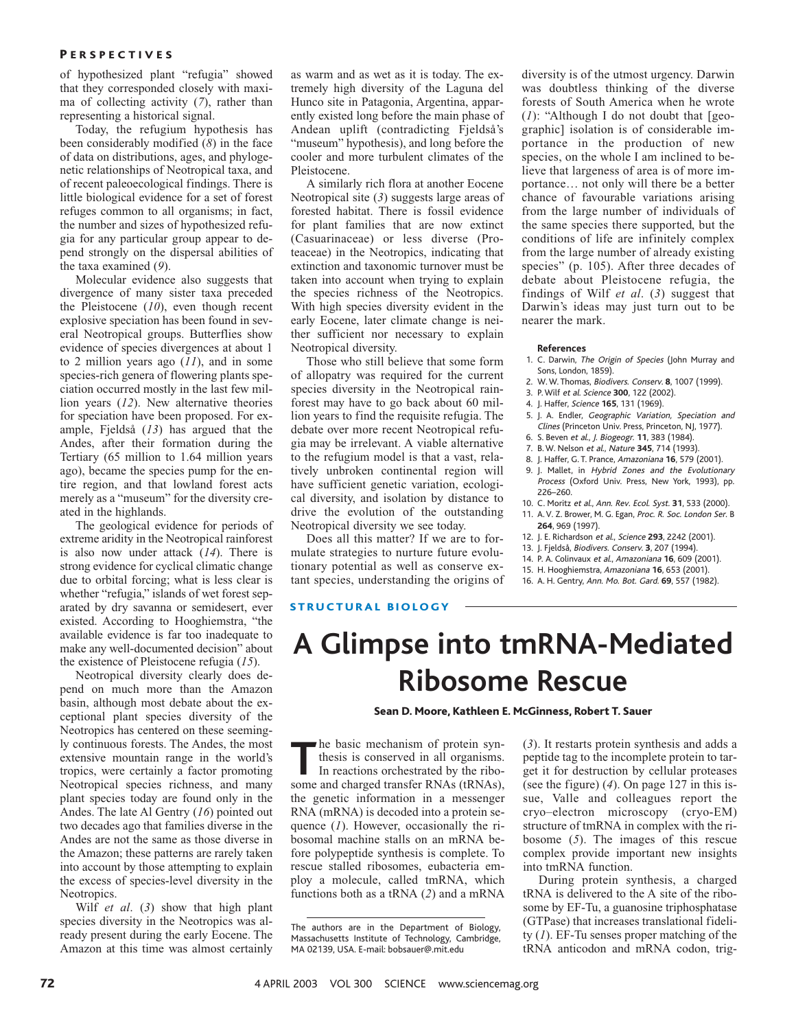of hypothesized plant "refugia" showed that they corresponded closely with maxima of collecting activity (*7*), rather than representing a historical signal.

Today, the refugium hypothesis has been considerably modified (*8*) in the face of data on distributions, ages, and phylogenetic relationships of Neotropical taxa, and of recent paleoecological findings. There is little biological evidence for a set of forest refuges common to all organisms; in fact, the number and sizes of hypothesized refugia for any particular group appear to depend strongly on the dispersal abilities of the taxa examined (*9*).

Molecular evidence also suggests that divergence of many sister taxa preceded the Pleistocene (*10*), even though recent explosive speciation has been found in several Neotropical groups. Butterflies show evidence of species divergences at about 1 to 2 million years ago (*11*), and in some species-rich genera of flowering plants speciation occurred mostly in the last few million years (*12*). New alternative theories for speciation have been proposed. For example, Fjeldså (*13*) has argued that the Andes, after their formation during the Tertiary (65 million to 1.64 million years ago), became the species pump for the entire region, and that lowland forest acts merely as a "museum" for the diversity created in the highlands.

The geological evidence for periods of extreme aridity in the Neotropical rainforest is also now under attack (*14*). There is strong evidence for cyclical climatic change due to orbital forcing; what is less clear is whether "refugia," islands of wet forest separated by dry savanna or semidesert, ever existed. According to Hooghiemstra, "the available evidence is far too inadequate to make any well-documented decision" about the existence of Pleistocene refugia (*15*).

Neotropical diversity clearly does depend on much more than the Amazon basin, although most debate about the exceptional plant species diversity of the Neotropics has centered on these seemingly continuous forests. The Andes, the most extensive mountain range in the world's tropics, were certainly a factor promoting Neotropical species richness, and many plant species today are found only in the Andes. The late Al Gentry (*16*) pointed out two decades ago that families diverse in the Andes are not the same as those diverse in the Amazon; these patterns are rarely taken into account by those attempting to explain the excess of species-level diversity in the Neotropics.

Wilf *et al*. (*3*) show that high plant species diversity in the Neotropics was already present during the early Eocene. The Amazon at this time was almost certainly as warm and as wet as it is today. The extremely high diversity of the Laguna del Hunco site in Patagonia, Argentina, apparently existed long before the main phase of Andean uplift (contradicting Fjeldså's "museum" hypothesis), and long before the cooler and more turbulent climates of the Pleistocene.

A similarly rich flora at another Eocene Neotropical site (*3*) suggests large areas of forested habitat. There is fossil evidence for plant families that are now extinct (Casuarinaceae) or less diverse (Proteaceae) in the Neotropics, indicating that extinction and taxonomic turnover must be taken into account when trying to explain the species richness of the Neotropics. With high species diversity evident in the early Eocene, later climate change is neither sufficient nor necessary to explain Neotropical diversity.

Those who still believe that some form of allopatry was required for the current species diversity in the Neotropical rainforest may have to go back about 60 million years to find the requisite refugia. The debate over more recent Neotropical refugia may be irrelevant. A viable alternative to the refugium model is that a vast, relatively unbroken continental region will have sufficient genetic variation, ecological diversity, and isolation by distance to drive the evolution of the outstanding Neotropical diversity we see today.

Does all this matter? If we are to formulate strategies to nurture future evolutionary potential as well as conserve extant species, understanding the origins of diversity is of the utmost urgency. Darwin was doubtless thinking of the diverse forests of South America when he wrote (*1*): "Although I do not doubt that [geographic] isolation is of considerable importance in the production of new species, on the whole I am inclined to believe that largeness of area is of more importance… not only will there be a better chance of favourable variations arising from the large number of individuals of the same species there supported, but the conditions of life are infinitely complex from the large number of already existing species" (p. 105). After three decades of debate about Pleistocene refugia, the findings of Wilf *et al*. (*3*) suggest that Darwin's ideas may just turn out to be nearer the mark.

**References**

1. C. Darwin, *The Origin of Species* (John Murray and Sons, London, 1859).
2. W. W. Thomas, *Biodivers. Conserv.* **8**, 1007 (1999).
3. P. Wilf *et al. Science* **300**, 122 (2002).
4. J. Haffer, *Science* **165**, 131 (1969).
5. J. A. Endler, *Geographic Variation, Speciation and Clines* (Princeton Univ. Press, Princeton, NJ, 1977).
6. S. Beven *et al., J. Biogeogr.* **11**, 383 (1984).
7. B. W. Nelson *et al., Nature* **345**, 714 (1993).
8. J. Haffer, G. T. Prance, *Amazoniana* **16**, 579 (2001).
9. J. Mallet, in *Hybrid Zones and the Evolutionary Process* (Oxford Univ. Press, New York, 1993), pp. 226–260.
10. C. Moritz *et al., Ann. Rev. Ecol. Syst.* **31**, 533 (2000).
11. A. V. Z. Brower, M. G. Egan, *Proc. R. Soc. London Ser.* B **264**, 969 (1997).
12. J. E. Richardson *et al., Science* **293**, 2242 (2001).
13. J. Fjeldså, *Biodivers. Conserv.* **3**, 207 (1994).
14. P. A. Colinvaux *et al., Amazoniana* **16**, 609 (2001).
15. H. Hooghiemstra, *Amazoniana* **16**, 653 (2001).
16. A. H. Gentry, *Ann. Mo. Bot. Gard.* **69**, 557 (1982).

STRUCTURAL BIOLOGY

# A Glimpse into tmRNA-Mediated Ribosome Rescue

**Sean D. Moore, Kathleen E. McGinness, Robert T. Sauer**

The basic mechanism of protein synthesis is conserved in all organisms. In reactions orchestrated by the ribosome and charged transfer RNAs (tRNAs), the genetic information in a messenger RNA (mRNA) is decoded into a protein sequence (*1*). However, occasionally the ribosomal machine stalls on an mRNA before polypeptide synthesis is complete. To rescue stalled ribosomes, eubacteria employ a molecule, called tmRNA, which functions both as a tRNA (*2*) and a mRNA (*3*). It restarts protein synthesis and adds a peptide tag to the incomplete protein to target it for destruction by cellular proteases (see the figure) (*4*). On page 127 in this issue, Valle and colleagues report the cryo–electron microscopy (cryo-EM) structure of tmRNA in complex with the ribosome (*5*). The images of this rescue complex provide important new insights into tmRNA function.

During protein synthesis, a charged tRNA is delivered to the A site of the ribosome by EF-Tu, a guanosine triphosphatase (GTPase) that increases translational fidelity (*1*). EF-Tu senses proper matching of the tRNA anticodon and mRNA codon, trig-

The authors are in the Department of Biology, Massachusetts Institute of Technology, Cambridge, MA 02139, USA. E-mail: bobsauer@mit.edu